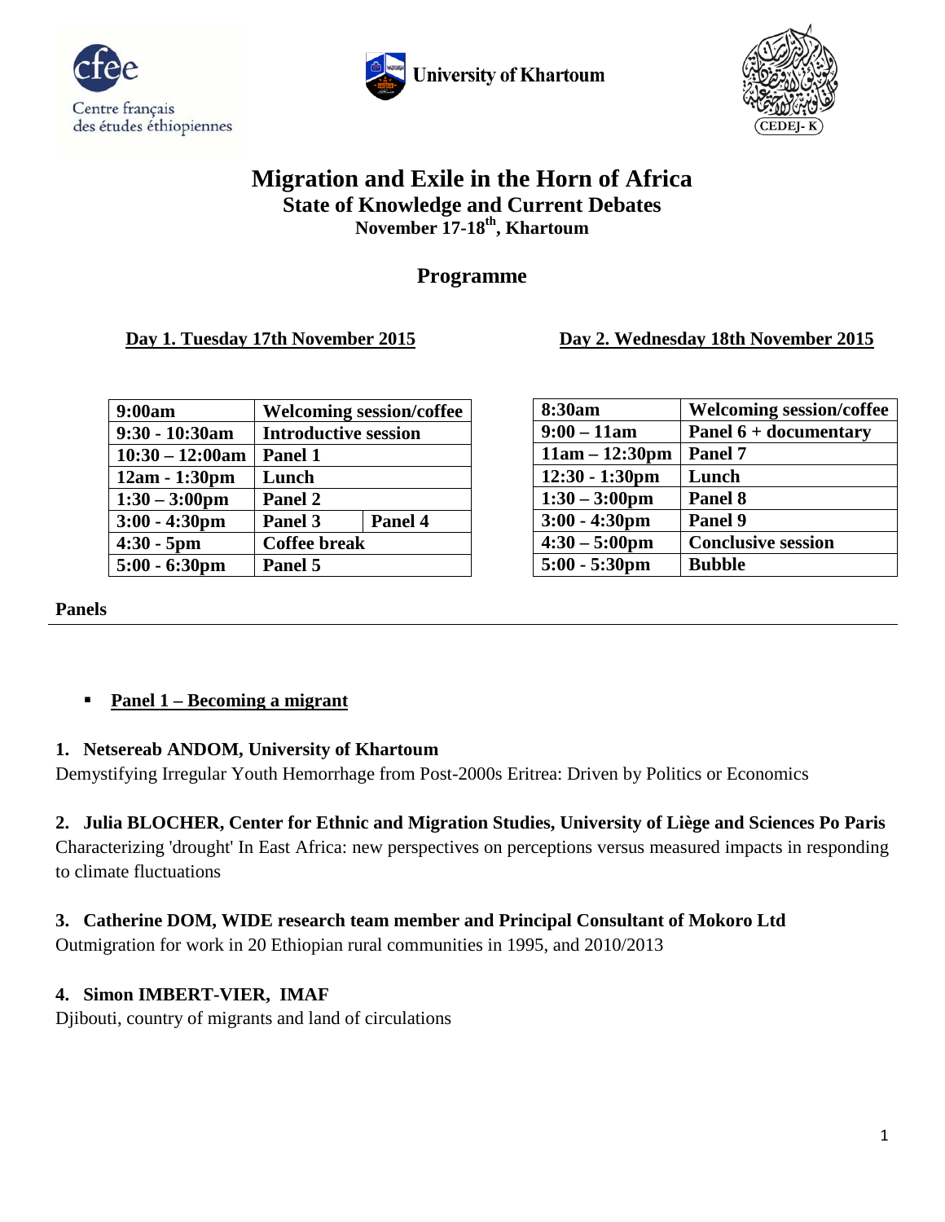# Migration and Exile in the Horn of Africa

## State of Knowledge and Current Debates

### November 17-18th, Khartoum

## Programme

**Day 1. Tuesday 17th November 2015**

| 9:00am | Welcoming session/coffee | |
|---|---|---|
| 9:30 - 10:30am | Introductive session | |
| 10:30 – 12:00am | Panel 1 | |
| 12am - 1:30pm | Lunch | |
| 1:30 – 3:00pm | Panel 2 | |
| 3:00 - 4:30pm | Panel 3 | Panel 4 |
| 4:30 - 5pm | Coffee break | |
| 5:00 - 6:30pm | Panel 5 | |

**Day 2. Wednesday 18th November 2015**

| 8:30am | Welcoming session/coffee |
|---|---|
| 9:00 – 11am | Panel 6 + documentary |
| 11am – 12:30pm | Panel 7 |
| 12:30 - 1:30pm | Lunch |
| 1:30 – 3:00pm | Panel 8 |
| 3:00 - 4:30pm | Panel 9 |
| 4:30 – 5:00pm | Conclusive session |
| 5:00 - 5:30pm | Bubble |

**Panels**

- **Panel 1 – Becoming a migrant**

**1. Netsereab ANDOM, University of Khartoum**
Demystifying Irregular Youth Hemorrhage from Post-2000s Eritrea: Driven by Politics or Economics

**2. Julia BLOCHER, Center for Ethnic and Migration Studies, University of Liège and Sciences Po Paris**
Characterizing 'drought' In East Africa: new perspectives on perceptions versus measured impacts in responding to climate fluctuations

**3. Catherine DOM, WIDE research team member and Principal Consultant of Mokoro Ltd**
Outmigration for work in 20 Ethiopian rural communities in 1995, and 2010/2013

**4. Simon IMBERT-VIER, IMAF**
Djibouti, country of migrants and land of circulations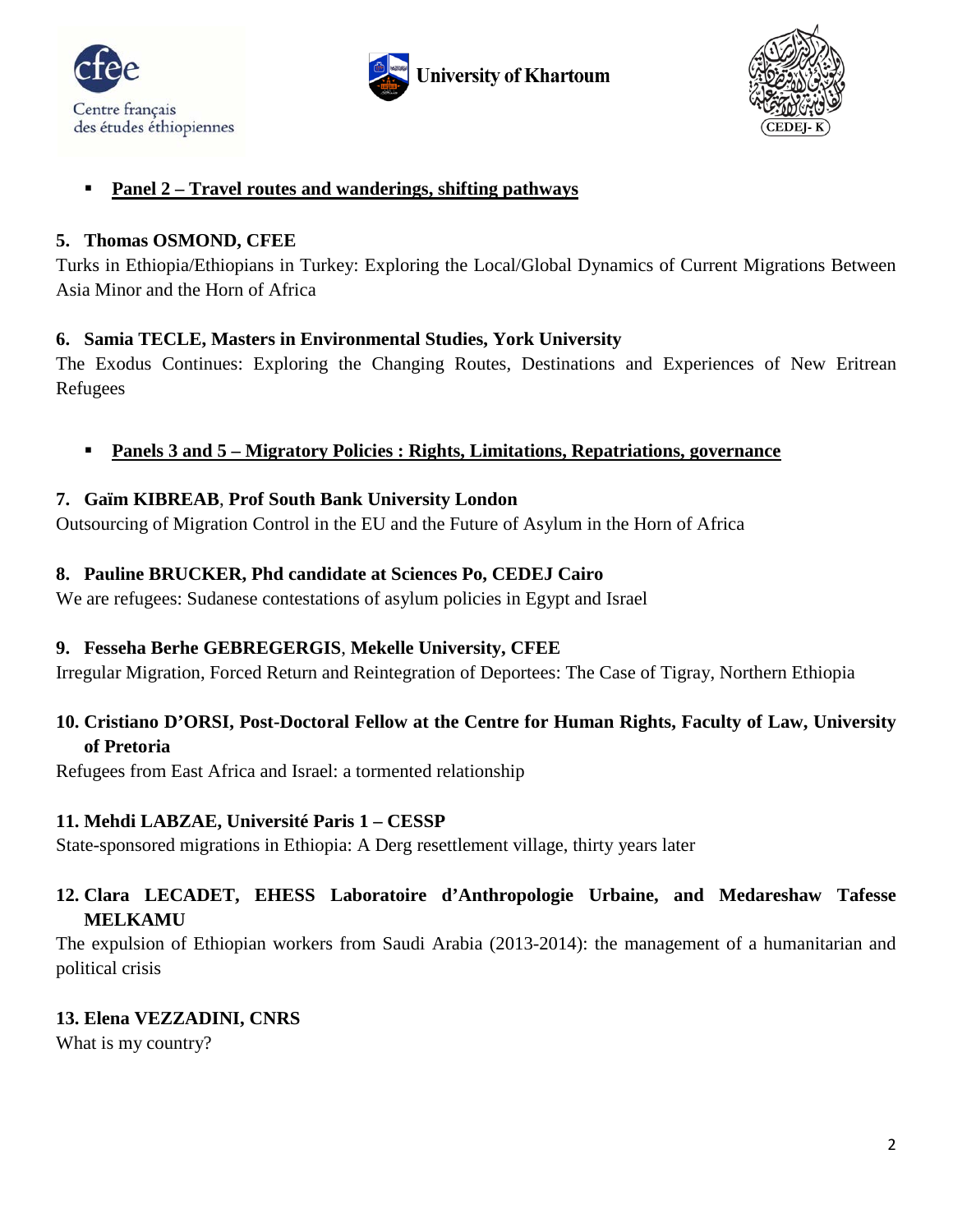- **Panel 2 – Travel routes and wanderings, shifting pathways**

**5. Thomas OSMOND, CFEE**

Turks in Ethiopia/Ethiopians in Turkey: Exploring the Local/Global Dynamics of Current Migrations Between Asia Minor and the Horn of Africa

**6. Samia TECLE, Masters in Environmental Studies, York University**

The Exodus Continues: Exploring the Changing Routes, Destinations and Experiences of New Eritrean Refugees

- **Panels 3 and 5 – Migratory Policies : Rights, Limitations, Repatriations, governance**

**7. Gaïm KIBREAB, Prof South Bank University London**

Outsourcing of Migration Control in the EU and the Future of Asylum in the Horn of Africa

**8. Pauline BRUCKER, Phd candidate at Sciences Po, CEDEJ Cairo**

We are refugees: Sudanese contestations of asylum policies in Egypt and Israel

**9. Fesseha Berhe GEBREGERGIS, Mekelle University, CFEE**

Irregular Migration, Forced Return and Reintegration of Deportees: The Case of Tigray, Northern Ethiopia

**10. Cristiano D'ORSI, Post-Doctoral Fellow at the Centre for Human Rights, Faculty of Law, University of Pretoria**

Refugees from East Africa and Israel: a tormented relationship

**11. Mehdi LABZAE, Université Paris 1 – CESSP**

State-sponsored migrations in Ethiopia: A Derg resettlement village, thirty years later

**12. Clara LECADET, EHESS Laboratoire d'Anthropologie Urbaine, and Medareshaw Tafesse MELKAMU**

The expulsion of Ethiopian workers from Saudi Arabia (2013-2014): the management of a humanitarian and political crisis

**13. Elena VEZZADINI, CNRS**

What is my country?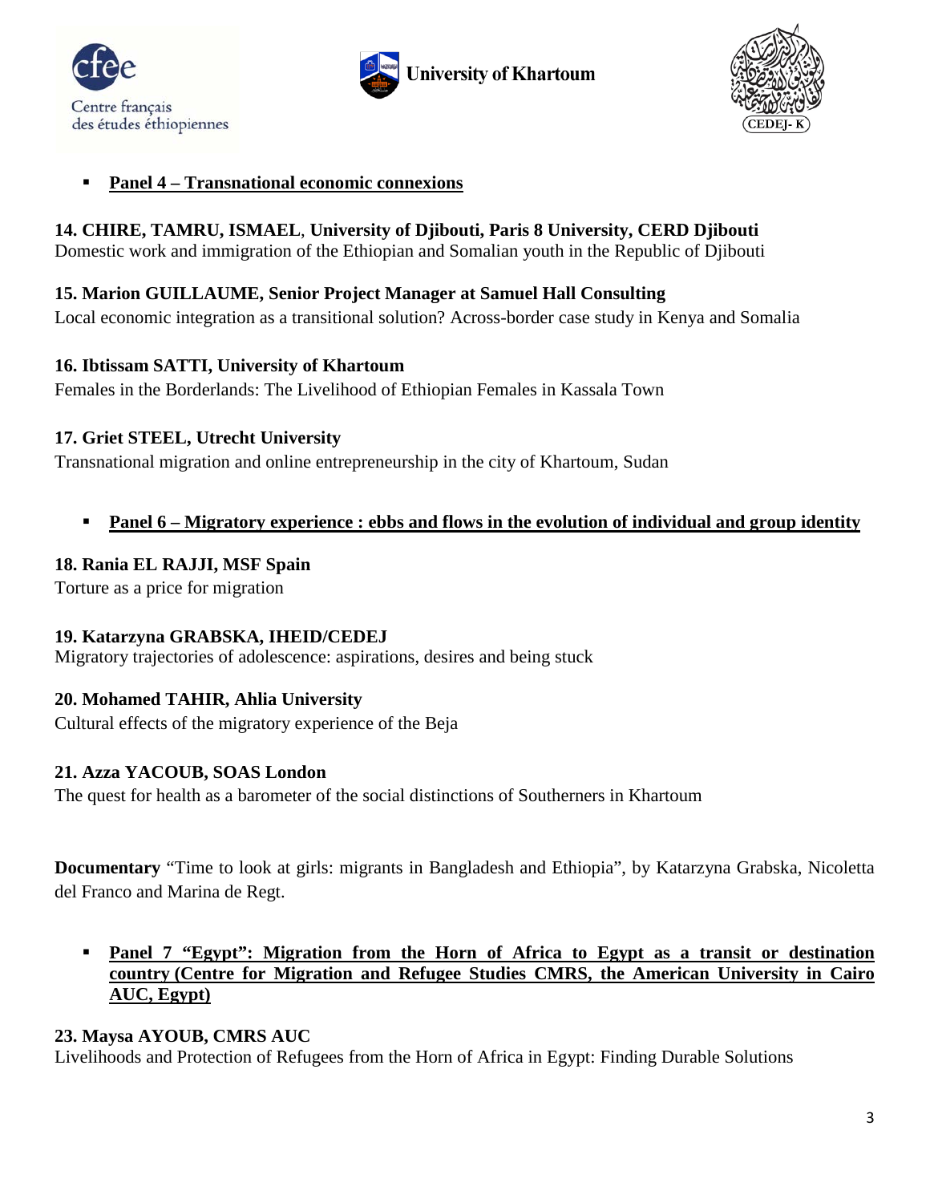- **Panel 4 – Transnational economic connexions**

**14. CHIRE, TAMRU, ISMAEL**, **University of Djibouti, Paris 8 University, CERD Djibouti**
Domestic work and immigration of the Ethiopian and Somalian youth in the Republic of Djibouti

**15. Marion GUILLAUME, Senior Project Manager at Samuel Hall Consulting**
Local economic integration as a transitional solution? Across-border case study in Kenya and Somalia

**16. Ibtissam SATTI, University of Khartoum**
Females in the Borderlands: The Livelihood of Ethiopian Females in Kassala Town

**17. Griet STEEL, Utrecht University**
Transnational migration and online entrepreneurship in the city of Khartoum, Sudan

- **Panel 6 – Migratory experience : ebbs and flows in the evolution of individual and group identity**

**18. Rania EL RAJJI, MSF Spain**
Torture as a price for migration

**19. Katarzyna GRABSKA, IHEID/CEDEJ**
Migratory trajectories of adolescence: aspirations, desires and being stuck

**20. Mohamed TAHIR, Ahlia University**
Cultural effects of the migratory experience of the Beja

**21. Azza YACOUB, SOAS London**
The quest for health as a barometer of the social distinctions of Southerners in Khartoum

**Documentary** "Time to look at girls: migrants in Bangladesh and Ethiopia", by Katarzyna Grabska, Nicoletta del Franco and Marina de Regt.

- **Panel 7 "Egypt": Migration from the Horn of Africa to Egypt as a transit or destination country (Centre for Migration and Refugee Studies CMRS, the American University in Cairo AUC, Egypt)**

**23. Maysa AYOUB, CMRS AUC**
Livelihoods and Protection of Refugees from the Horn of Africa in Egypt: Finding Durable Solutions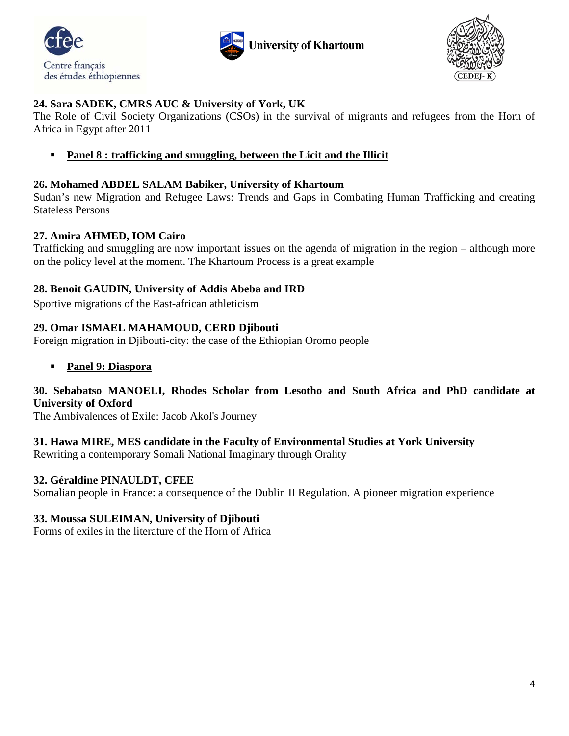**24. Sara SADEK, CMRS AUC & University of York, UK**
The Role of Civil Society Organizations (CSOs) in the survival of migrants and refugees from the Horn of Africa in Egypt after 2011

- **Panel 8 : trafficking and smuggling, between the Licit and the Illicit**

**26. Mohamed ABDEL SALAM Babiker, University of Khartoum**
Sudan's new Migration and Refugee Laws: Trends and Gaps in Combating Human Trafficking and creating Stateless Persons

**27. Amira AHMED, IOM Cairo**
Trafficking and smuggling are now important issues on the agenda of migration in the region – although more on the policy level at the moment. The Khartoum Process is a great example

**28. Benoit GAUDIN, University of Addis Abeba and IRD**
Sportive migrations of the East-african athleticism

**29. Omar ISMAEL MAHAMOUD, CERD Djibouti**
Foreign migration in Djibouti-city: the case of the Ethiopian Oromo people

- **Panel 9: Diaspora**

**30. Sebabatso MANOELI, Rhodes Scholar from Lesotho and South Africa and PhD candidate at University of Oxford**
The Ambivalences of Exile: Jacob Akol's Journey

**31. Hawa MIRE, MES candidate in the Faculty of Environmental Studies at York University**
Rewriting a contemporary Somali National Imaginary through Orality

**32. Géraldine PINAULDT, CFEE**
Somalian people in France: a consequence of the Dublin II Regulation. A pioneer migration experience

**33. Moussa SULEIMAN, University of Djibouti**
Forms of exiles in the literature of the Horn of Africa